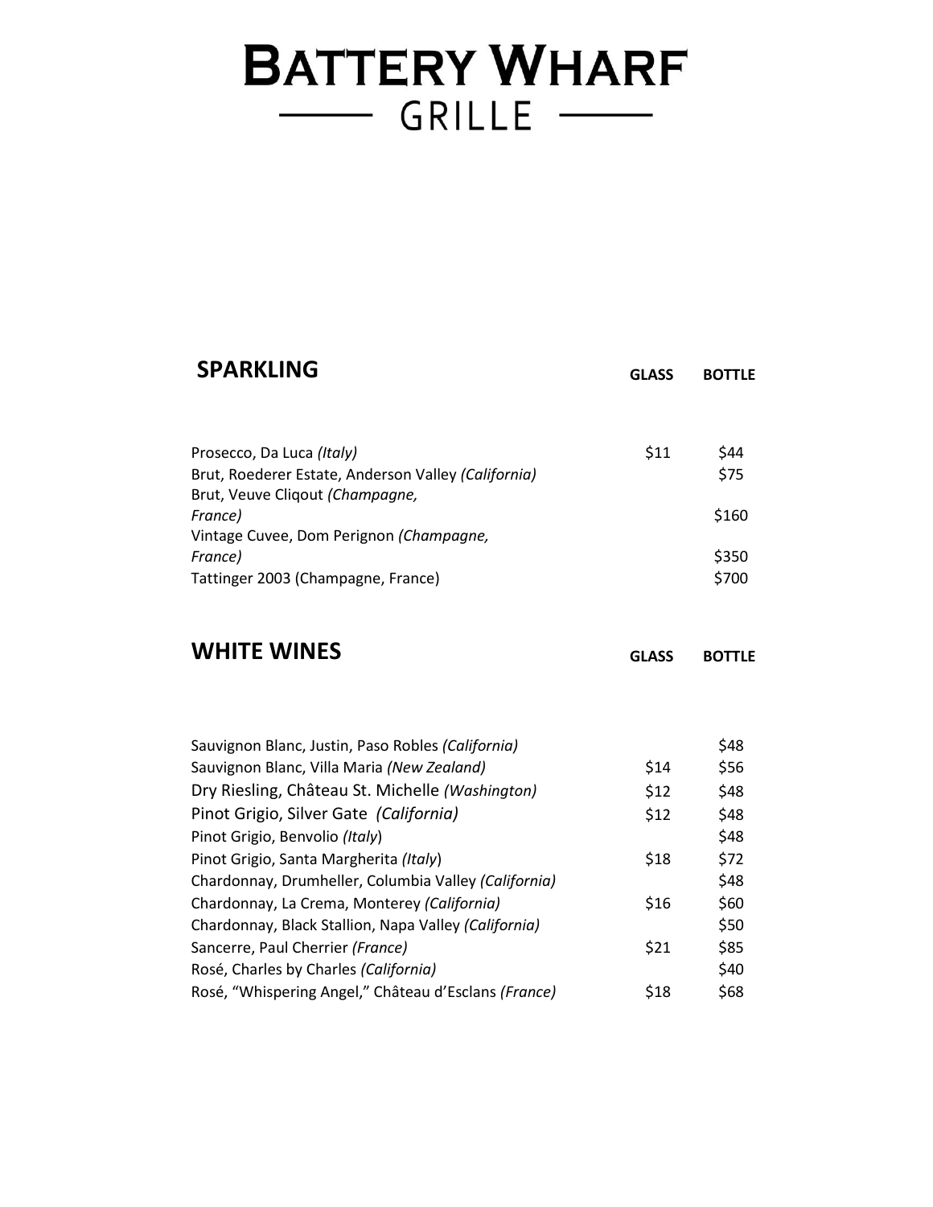# BATTERY WHARF
## GRILLE

## SPARKLING

| | GLASS | BOTTLE |
|---|---|---|
| Prosecco, Da Luca *(Italy)* | $11 | $44 |
| Brut, Roederer Estate, Anderson Valley *(California)* | | $75 |
| Brut, Veuve Cliqout *(Champagne, France)* | | $160 |
| Vintage Cuvee, Dom Perignon *(Champagne, France)* | | $350 |
| Tattinger 2003 (Champagne, France) | | $700 |

## WHITE WINES

| | GLASS | BOTTLE |
|---|---|---|
| Sauvignon Blanc, Justin, Paso Robles *(California)* | | $48 |
| Sauvignon Blanc, Villa Maria *(New Zealand)* | $14 | $56 |
| Dry Riesling, Château St. Michelle *(Washington)* | $12 | $48 |
| Pinot Grigio, Silver Gate *(California)* | $12 | $48 |
| Pinot Grigio, Benvolio *(Italy)* | | $48 |
| Pinot Grigio, Santa Margherita *(Italy)* | $18 | $72 |
| Chardonnay, Drumheller, Columbia Valley *(California)* | | $48 |
| Chardonnay, La Crema, Monterey *(California)* | $16 | $60 |
| Chardonnay, Black Stallion, Napa Valley *(California)* | | $50 |
| Sancerre, Paul Cherrier *(France)* | $21 | $85 |
| Rosé, Charles by Charles *(California)* | | $40 |
| Rosé, "Whispering Angel," Château d'Esclans *(France)* | $18 | $68 |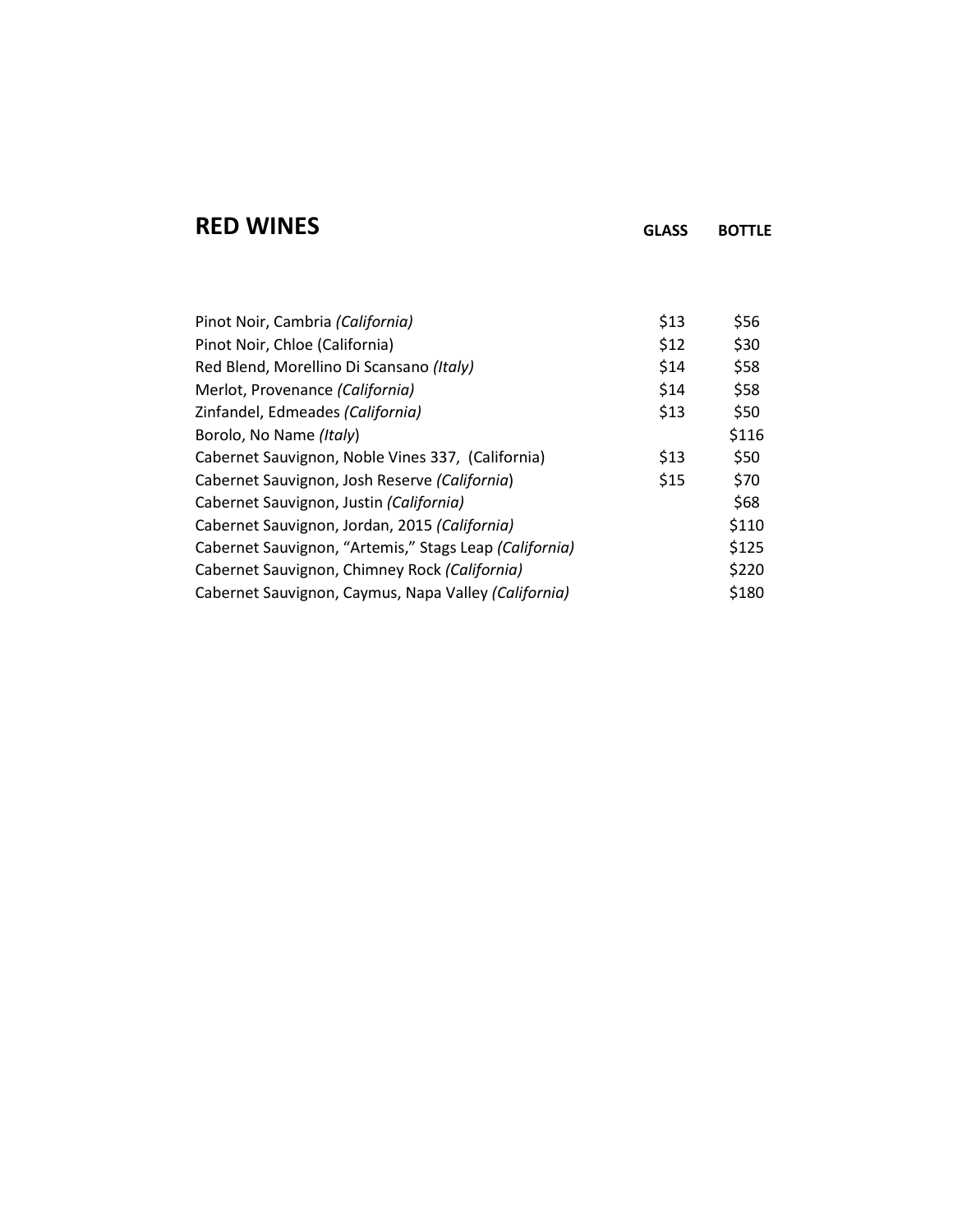## RED WINES

| | GLASS | BOTTLE |
|---|---|---|
| Pinot Noir, Cambria *(California)* | $13 | $56 |
| Pinot Noir, Chloe (California) | $12 | $30 |
| Red Blend, Morellino Di Scansano *(Italy)* | $14 | $58 |
| Merlot, Provenance *(California)* | $14 | $58 |
| Zinfandel, Edmeades *(California)* | $13 | $50 |
| Borolo, No Name *(Italy*) | | $116 |
| Cabernet Sauvignon, Noble Vines 337, (California) | $13 | $50 |
| Cabernet Sauvignon, Josh Reserve *(California*) | $15 | $70 |
| Cabernet Sauvignon, Justin *(California)* | | $68 |
| Cabernet Sauvignon, Jordan, 2015 *(California)* | | $110 |
| Cabernet Sauvignon, "Artemis," Stags Leap *(California)* | | $125 |
| Cabernet Sauvignon, Chimney Rock *(California)* | | $220 |
| Cabernet Sauvignon, Caymus, Napa Valley *(California)* | | $180 |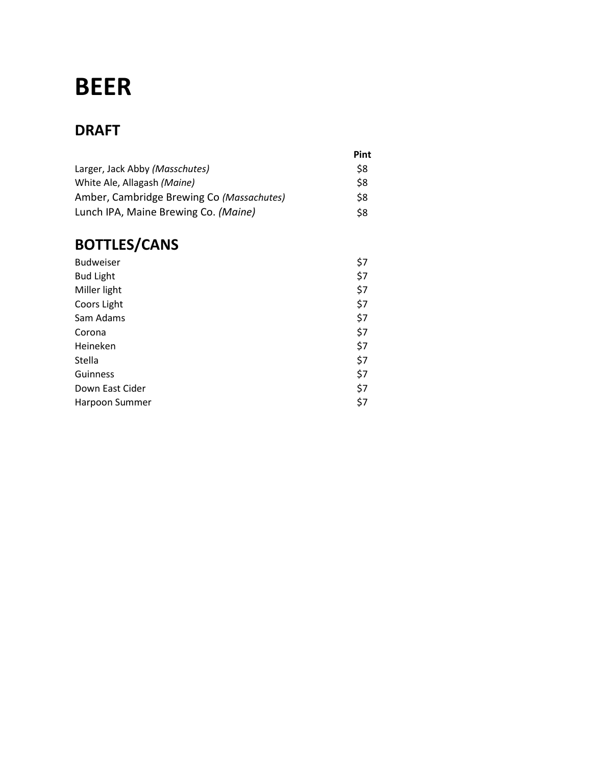# BEER

## DRAFT

| | Pint |
|---|---|
| Larger, Jack Abby *(Masschutes)* | $8 |
| White Ale, Allagash *(Maine)* | $8 |
| Amber, Cambridge Brewing Co *(Massachutes)* | $8 |
| Lunch IPA, Maine Brewing Co. *(Maine)* | $8 |

## BOTTLES/CANS

| | |
|---|---|
| Budweiser | $7 |
| Bud Light | $7 |
| Miller light | $7 |
| Coors Light | $7 |
| Sam Adams | $7 |
| Corona | $7 |
| Heineken | $7 |
| Stella | $7 |
| Guinness | $7 |
| Down East Cider | $7 |
| Harpoon Summer | $7 |